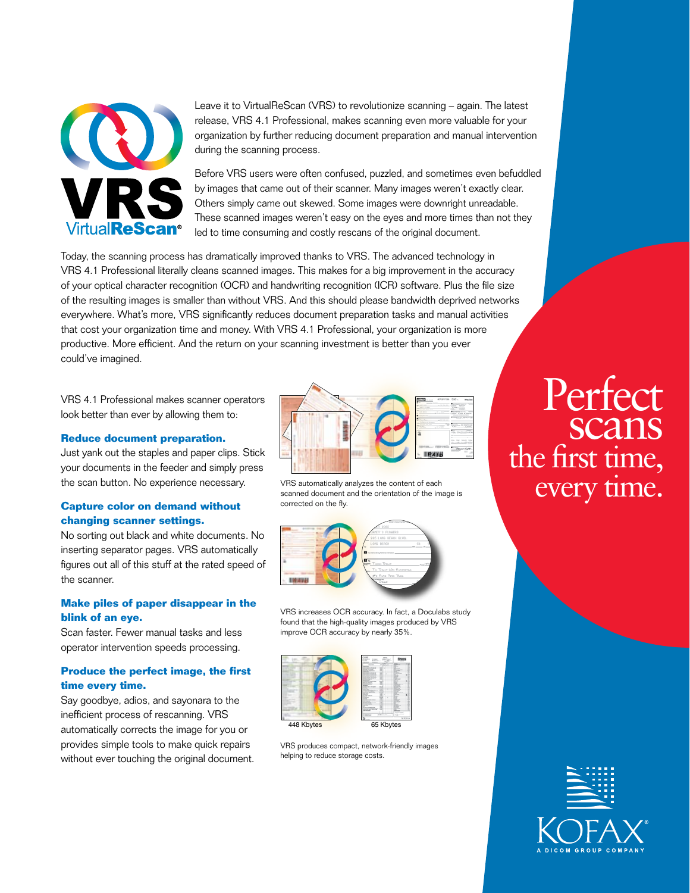# VRS VirtualReScan®

Leave it to VirtualReScan (VRS) to revolutionize scanning – again. The latest release, VRS 4.1 Professional, makes scanning even more valuable for your organization by further reducing document preparation and manual intervention during the scanning process.

Before VRS users were often confused, puzzled, and sometimes even befuddled by images that came out of their scanner. Many images weren't exactly clear. Others simply came out skewed. Some images were downright unreadable. These scanned images weren't easy on the eyes and more times than not they led to time consuming and costly rescans of the original document.

Today, the scanning process has dramatically improved thanks to VRS. The advanced technology in VRS 4.1 Professional literally cleans scanned images. This makes for a big improvement in the accuracy of your optical character recognition (OCR) and handwriting recognition (ICR) software. Plus the file size of the resulting images is smaller than without VRS. And this should please bandwidth deprived networks everywhere. What's more, VRS significantly reduces document preparation tasks and manual activities that cost your organization time and money. With VRS 4.1 Professional, your organization is more productive. More efficient. And the return on your scanning investment is better than you ever could've imagined.

VRS 4.1 Professional makes scanner operators look better than ever by allowing them to:

### Reduce document preparation.

Just yank out the staples and paper clips. Stick your documents in the feeder and simply press the scan button. No experience necessary.

### Capture color on demand without changing scanner settings.

No sorting out black and white documents. No inserting separator pages. VRS automatically figures out all of this stuff at the rated speed of the scanner.

### Make piles of paper disappear in the blink of an eye.

Scan faster. Fewer manual tasks and less operator intervention speeds processing.

### Produce the perfect image, the first time every time.

Say goodbye, adios, and sayonara to the inefficient process of rescanning. VRS automatically corrects the image for you or provides simple tools to make quick repairs without ever touching the original document.

VRS automatically analyzes the content of each scanned document and the orientation of the image is corrected on the fly.

VRS increases OCR accuracy. In fact, a Doculabs study found that the high-quality images produced by VRS improve OCR accuracy by nearly 35%.

448 Kbytes | 65 Kbytes

VRS produces compact, network-friendly images helping to reduce storage costs.

## Perfect scans the first time, every time.

KOFAX®
A DICOM GROUP COMPANY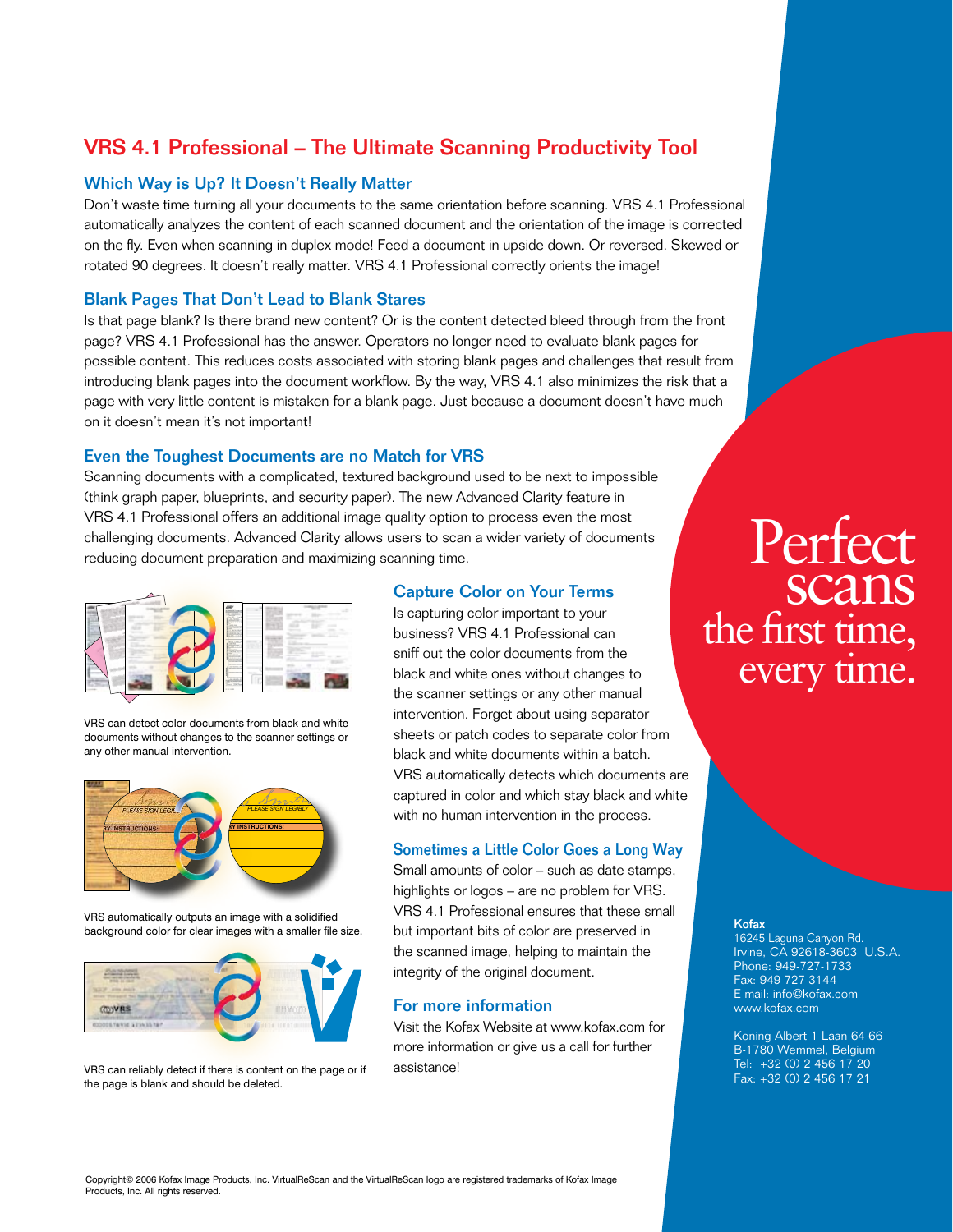# VRS 4.1 Professional – The Ultimate Scanning Productivity Tool

## Which Way is Up? It Doesn't Really Matter

Don't waste time turning all your documents to the same orientation before scanning. VRS 4.1 Professional automatically analyzes the content of each scanned document and the orientation of the image is corrected on the fly. Even when scanning in duplex mode! Feed a document in upside down. Or reversed. Skewed or rotated 90 degrees. It doesn't really matter. VRS 4.1 Professional correctly orients the image!

## Blank Pages That Don't Lead to Blank Stares

Is that page blank? Is there brand new content? Or is the content detected bleed through from the front page? VRS 4.1 Professional has the answer. Operators no longer need to evaluate blank pages for possible content. This reduces costs associated with storing blank pages and challenges that result from introducing blank pages into the document workflow. By the way, VRS 4.1 also minimizes the risk that a page with very little content is mistaken for a blank page. Just because a document doesn't have much on it doesn't mean it's not important!

## Even the Toughest Documents are no Match for VRS

Scanning documents with a complicated, textured background used to be next to impossible (think graph paper, blueprints, and security paper). The new Advanced Clarity feature in VRS 4.1 Professional offers an additional image quality option to process even the most challenging documents. Advanced Clarity allows users to scan a wider variety of documents reducing document preparation and maximizing scanning time.

VRS can detect color documents from black and white documents without changes to the scanner settings or any other manual intervention.

VRS automatically outputs an image with a solidified background color for clear images with a smaller file size.

VRS can reliably detect if there is content on the page or if the page is blank and should be deleted.

## Capture Color on Your Terms

Is capturing color important to your business? VRS 4.1 Professional can sniff out the color documents from the black and white ones without changes to the scanner settings or any other manual intervention. Forget about using separator sheets or patch codes to separate color from black and white documents within a batch. VRS automatically detects which documents are captured in color and which stay black and white with no human intervention in the process.

## Sometimes a Little Color Goes a Long Way

Small amounts of color – such as date stamps, highlights or logos – are no problem for VRS. VRS 4.1 Professional ensures that these small but important bits of color are preserved in the scanned image, helping to maintain the integrity of the original document.

## For more information

Visit the Kofax Website at www.kofax.com for more information or give us a call for further assistance!

Perfect scans the first time, every time.

**Kofax**
16245 Laguna Canyon Rd.
Irvine, CA 92618-3603 U.S.A.
Phone: 949-727-1733
Fax: 949-727-3144
E-mail: info@kofax.com
www.kofax.com

Koning Albert 1 Laan 64-66
B-1780 Wemmel, Belgium
Tel: +32 (0) 2 456 17 20
Fax: +32 (0) 2 456 17 21

Copyright© 2006 Kofax Image Products, Inc. VirtualReScan and the VirtualReScan logo are registered trademarks of Kofax Image Products, Inc. All rights reserved.